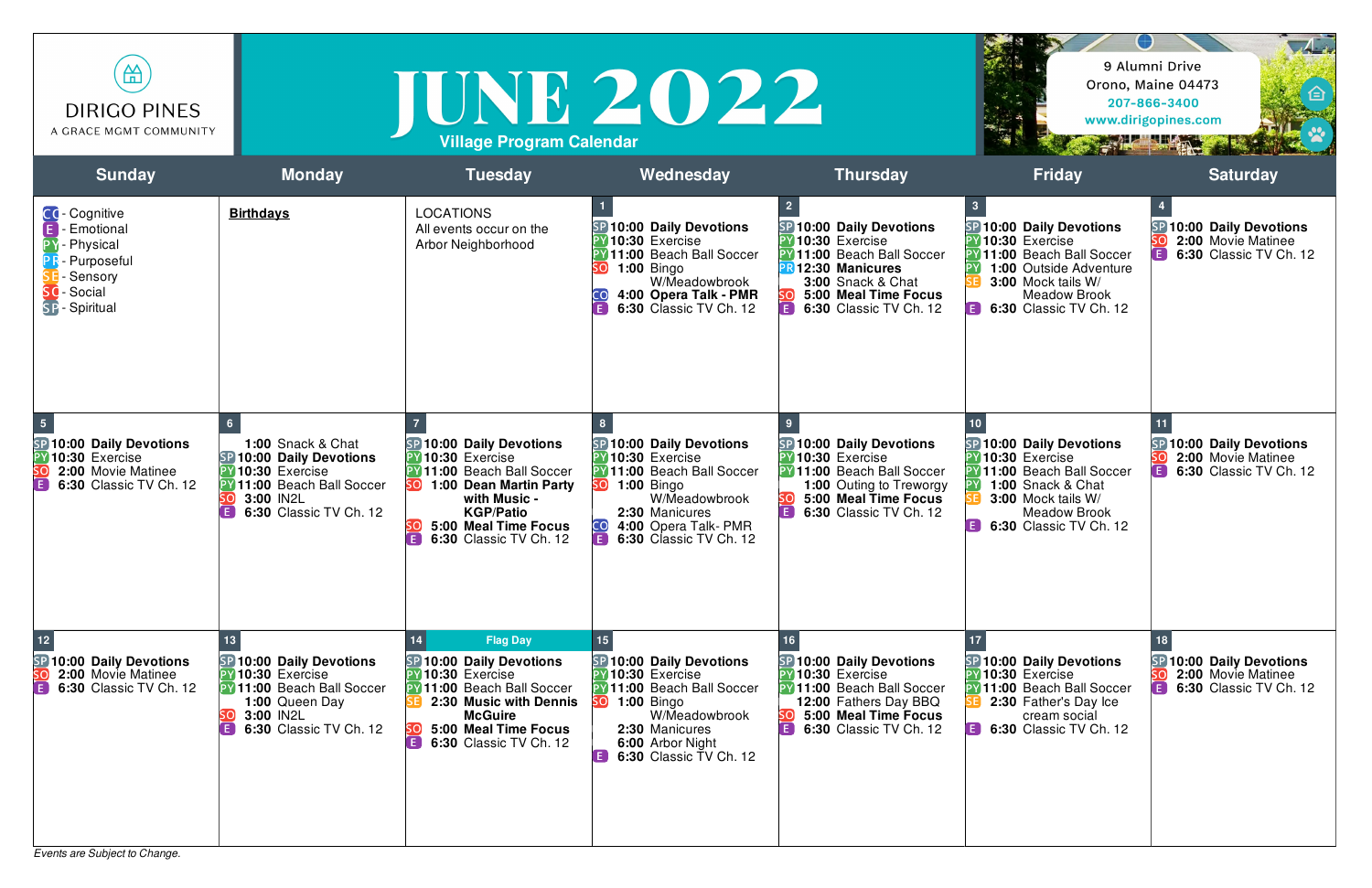DIRIGO PINES
A GRACE MGMT COMMUNITY

# JUNE 2022

**Village Program Calendar**

9 Alumni Drive
Orono, Maine 04473
207-866-3400
www.dirigopines.com

| Sunday | Monday | Tuesday | Wednesday | Thursday | Friday | Saturday |
|---|---|---|---|---|---|---|
| CO - Cognitive<br>E - Emotional<br>PY - Physical<br>PR - Purposeful<br>SE - Sensory<br>SO - Social<br>SP - Spiritual | **Birthdays** | LOCATIONS<br>All events occur on the Arbor Neighborhood | 1<br>SP **10:00 Daily Devotions**<br>PY **10:30** Exercise<br>PY **11:00** Beach Ball Soccer<br>SO **1:00** Bingo W/Meadowbrook<br>CO **4:00 Opera Talk - PMR**<br>E **6:30** Classic TV Ch. 12 | 2<br>SP **10:00 Daily Devotions**<br>PY **10:30** Exercise<br>PY **11:00** Beach Ball Soccer<br>PR **12:30 Manicures**<br>**3:00** Snack & Chat<br>SO **5:00 Meal Time Focus**<br>E **6:30** Classic TV Ch. 12 | 3<br>SP **10:00 Daily Devotions**<br>PY **10:30** Exercise<br>PY **11:00** Beach Ball Soccer<br>PY **1:00** Outside Adventure<br>SE **3:00** Mock tails W/ Meadow Brook<br>E **6:30** Classic TV Ch. 12 | 4<br>SP **10:00 Daily Devotions**<br>SO **2:00** Movie Matinee<br>E **6:30** Classic TV Ch. 12 |
| 5<br>SP **10:00 Daily Devotions**<br>PY **10:30** Exercise<br>SO **2:00** Movie Matinee<br>E **6:30** Classic TV Ch. 12 | 6<br>**1:00** Snack & Chat<br>SP **10:00 Daily Devotions**<br>PY **10:30** Exercise<br>PY **11:00** Beach Ball Soccer<br>SO **3:00** IN2L<br>E **6:30** Classic TV Ch. 12 | 7<br>SP **10:00 Daily Devotions**<br>PY **10:30** Exercise<br>PY **11:00** Beach Ball Soccer<br>SO **1:00 Dean Martin Party with Music - KGP/Patio**<br>SO **5:00 Meal Time Focus**<br>E **6:30** Classic TV Ch. 12 | 8<br>SP **10:00 Daily Devotions**<br>PY **10:30** Exercise<br>PY **11:00** Beach Ball Soccer<br>SO **1:00** Bingo W/Meadowbrook<br>**2:30** Manicures<br>CO **4:00** Opera Talk- PMR<br>E **6:30** Classic TV Ch. 12 | 9<br>SP **10:00 Daily Devotions**<br>PY **10:30** Exercise<br>PY **11:00** Beach Ball Soccer<br>**1:00** Outing to Treworgy<br>SO **5:00 Meal Time Focus**<br>E **6:30** Classic TV Ch. 12 | 10<br>SP **10:00 Daily Devotions**<br>PY **10:30** Exercise<br>PY **11:00** Beach Ball Soccer<br>PY **1:00** Snack & Chat<br>SE **3:00** Mock tails W/ Meadow Brook<br>E **6:30** Classic TV Ch. 12 | 11<br>SP **10:00 Daily Devotions**<br>SO **2:00** Movie Matinee<br>E **6:30** Classic TV Ch. 12 |
| 12<br>SP **10:00 Daily Devotions**<br>SO **2:00** Movie Matinee<br>E **6:30** Classic TV Ch. 12 | 13<br>SP **10:00 Daily Devotions**<br>PY **10:30** Exercise<br>PY **11:00** Beach Ball Soccer<br>**1:00** Queen Day<br>SO **3:00** IN2L<br>E **6:30** Classic TV Ch. 12 | 14 Flag Day<br>SP **10:00 Daily Devotions**<br>PY **10:30** Exercise<br>PY **11:00** Beach Ball Soccer<br>SE **2:30 Music with Dennis McGuire**<br>SO **5:00 Meal Time Focus**<br>E **6:30** Classic TV Ch. 12 | 15<br>SP **10:00 Daily Devotions**<br>PY **10:30** Exercise<br>PY **11:00** Beach Ball Soccer<br>SO **1:00** Bingo W/Meadowbrook<br>**2:30** Manicures<br>**6:00** Arbor Night<br>E **6:30** Classic TV Ch. 12 | 16<br>SP **10:00 Daily Devotions**<br>PY **10:30** Exercise<br>PY **11:00** Beach Ball Soccer<br>**12:00** Fathers Day BBQ<br>SO **5:00 Meal Time Focus**<br>E **6:30** Classic TV Ch. 12 | 17<br>SP **10:00 Daily Devotions**<br>PY **10:30** Exercise<br>PY **11:00** Beach Ball Soccer<br>SE **2:30** Father's Day Ice cream social<br>E **6:30** Classic TV Ch. 12 | 18<br>SP **10:00 Daily Devotions**<br>SO **2:00** Movie Matinee<br>E **6:30** Classic TV Ch. 12 |

*Events are Subject to Change.*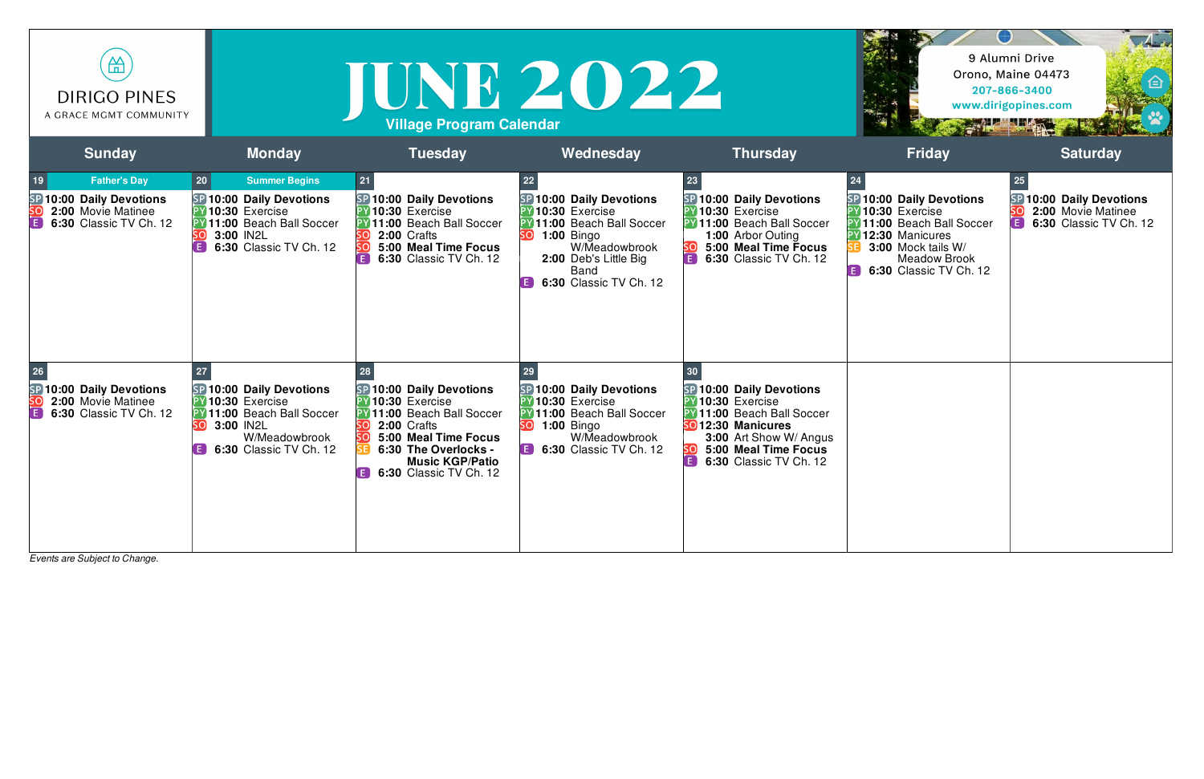DIRIGO PINES
A GRACE MGMT COMMUNITY

# JUNE 2022

**Village Program Calendar**

9 Alumni Drive
Orono, Maine 04473
207-866-3400
www.dirigopines.com

| Sunday | Monday | Tuesday | Wednesday | Thursday | Friday | Saturday |
|---|---|---|---|---|---|---|
| 19 **Father's Day**<br>SP **10:00 Daily Devotions**<br>SO **2:00** Movie Matinee<br>E **6:30** Classic TV Ch. 12 | 20 **Summer Begins**<br>SP **10:00 Daily Devotions**<br>PY **10:30** Exercise<br>PY **11:00** Beach Ball Soccer<br>SO **3:00** IN2L<br>E **6:30** Classic TV Ch. 12 | 21<br>SP **10:00 Daily Devotions**<br>PY **10:30** Exercise<br>PY **11:00** Beach Ball Soccer<br>SO **2:00** Crafts<br>SO **5:00 Meal Time Focus**<br>E **6:30** Classic TV Ch. 12 | 22<br>SP **10:00 Daily Devotions**<br>PY **10:30** Exercise<br>PY **11:00** Beach Ball Soccer<br>SO **1:00** Bingo W/Meadowbrook<br>**2:00** Deb's Little Big Band<br>E **6:30** Classic TV Ch. 12 | 23<br>SP **10:00 Daily Devotions**<br>PY **10:30** Exercise<br>PY **11:00** Beach Ball Soccer<br>**1:00** Arbor Outing<br>SO **5:00 Meal Time Focus**<br>E **6:30** Classic TV Ch. 12 | 24<br>SP **10:00 Daily Devotions**<br>PY **10:30** Exercise<br>PY **11:00** Beach Ball Soccer<br>PY **12:30** Manicures<br>SE **3:00** Mock tails W/ Meadow Brook<br>E **6:30** Classic TV Ch. 12 | 25<br>SP **10:00 Daily Devotions**<br>SO **2:00** Movie Matinee<br>E **6:30** Classic TV Ch. 12 |
| 26<br>SP **10:00 Daily Devotions**<br>SO **2:00** Movie Matinee<br>E **6:30** Classic TV Ch. 12 | 27<br>SP **10:00 Daily Devotions**<br>PY **10:30** Exercise<br>PY **11:00** Beach Ball Soccer<br>SO **3:00** IN2L W/Meadowbrook<br>E **6:30** Classic TV Ch. 12 | 28<br>SP **10:00 Daily Devotions**<br>PY **10:30** Exercise<br>PY **11:00** Beach Ball Soccer<br>SO **2:00** Crafts<br>SO **5:00 Meal Time Focus**<br>SE **6:30 The Overlocks - Music KGP/Patio**<br>E **6:30** Classic TV Ch. 12 | 29<br>SP **10:00 Daily Devotions**<br>PY **10:30** Exercise<br>PY **11:00** Beach Ball Soccer<br>SO **1:00** Bingo W/Meadowbrook<br>E **6:30** Classic TV Ch. 12 | 30<br>SP **10:00 Daily Devotions**<br>PY **10:30** Exercise<br>PY **11:00** Beach Ball Soccer<br>SO **12:30 Manicures**<br>**3:00** Art Show W/ Angus<br>SO **5:00 Meal Time Focus**<br>E **6:30** Classic TV Ch. 12 | | |

*Events are Subject to Change.*